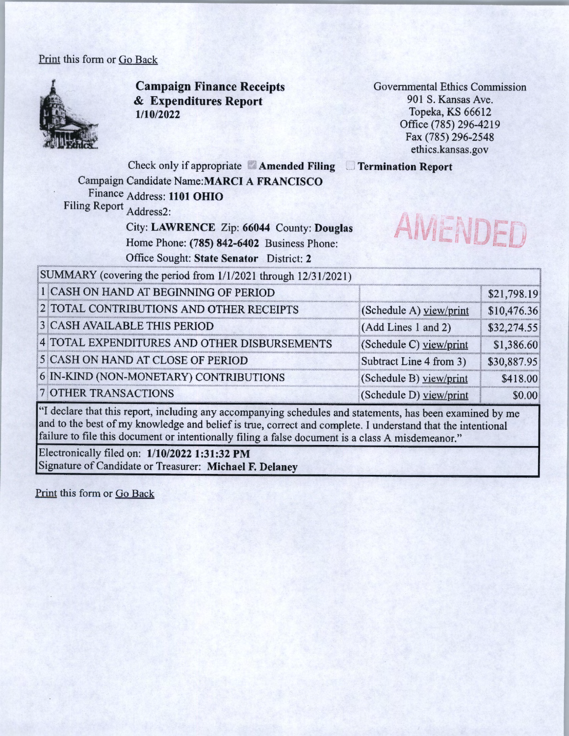Print this form or Go Back

## Campaign Finance Receipts & Expenditures Report
**1/10/2022**

Governmental Ethics Commission
901 S. Kansas Ave.
Topeka, KS 66612
Office (785) 296-4219
Fax (785) 296-2548
ethics.kansas.gov

Check only if appropriate ☑ **Amended Filing** ☐ **Termination Report**

Campaign Finance Filing Report

Candidate Name: **MARCI A FRANCISCO**
Address: **1101 OHIO**
Address2:
City: **LAWRENCE** Zip: **66044** County: **Douglas**
Home Phone: **(785) 842-6402** Business Phone:
Office Sought: **State Senator** District: **2**

AMENDED

| SUMMARY (covering the period from 1/1/2021 through 12/31/2021) | | | |
|---|---|---|---|
| 1 | CASH ON HAND AT BEGINNING OF PERIOD | | $21,798.19 |
| 2 | TOTAL CONTRIBUTIONS AND OTHER RECEIPTS | (Schedule A) view/print | $10,476.36 |
| 3 | CASH AVAILABLE THIS PERIOD | (Add Lines 1 and 2) | $32,274.55 |
| 4 | TOTAL EXPENDITURES AND OTHER DISBURSEMENTS | (Schedule C) view/print | $1,386.60 |
| 5 | CASH ON HAND AT CLOSE OF PERIOD | Subtract Line 4 from 3) | $30,887.95 |
| 6 | IN-KIND (NON-MONETARY) CONTRIBUTIONS | (Schedule B) view/print | $418.00 |
| 7 | OTHER TRANSACTIONS | (Schedule D) view/print | $0.00 |

"I declare that this report, including any accompanying schedules and statements, has been examined by me and to the best of my knowledge and belief is true, correct and complete. I understand that the intentional failure to file this document or intentionally filing a false document is a class A misdemeanor."

Electronically filed on: **1/10/2022 1:31:32 PM**
Signature of Candidate or Treasurer: **Michael F. Delaney**

Print this form or Go Back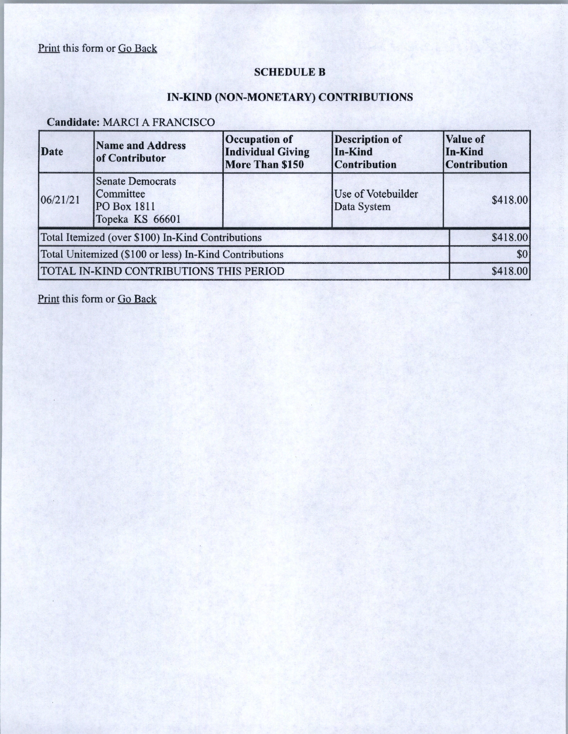Print this form or Go Back

## SCHEDULE B

## IN-KIND (NON-MONETARY) CONTRIBUTIONS

**Candidate:** MARCI A FRANCISCO

| Date | Name and Address of Contributor | Occupation of Individual Giving More Than $150 | Description of In-Kind Contribution | Value of In-Kind Contribution |
|---|---|---|---|---|
| 06/21/21 | Senate Democrats Committee PO Box 1811 Topeka KS 66601 | | Use of Votebuilder Data System | $418.00 |
| Total Itemized (over $100) In-Kind Contributions | | | | $418.00 |
| Total Unitemized ($100 or less) In-Kind Contributions | | | | $0 |
| TOTAL IN-KIND CONTRIBUTIONS THIS PERIOD | | | | $418.00 |

Print this form or Go Back